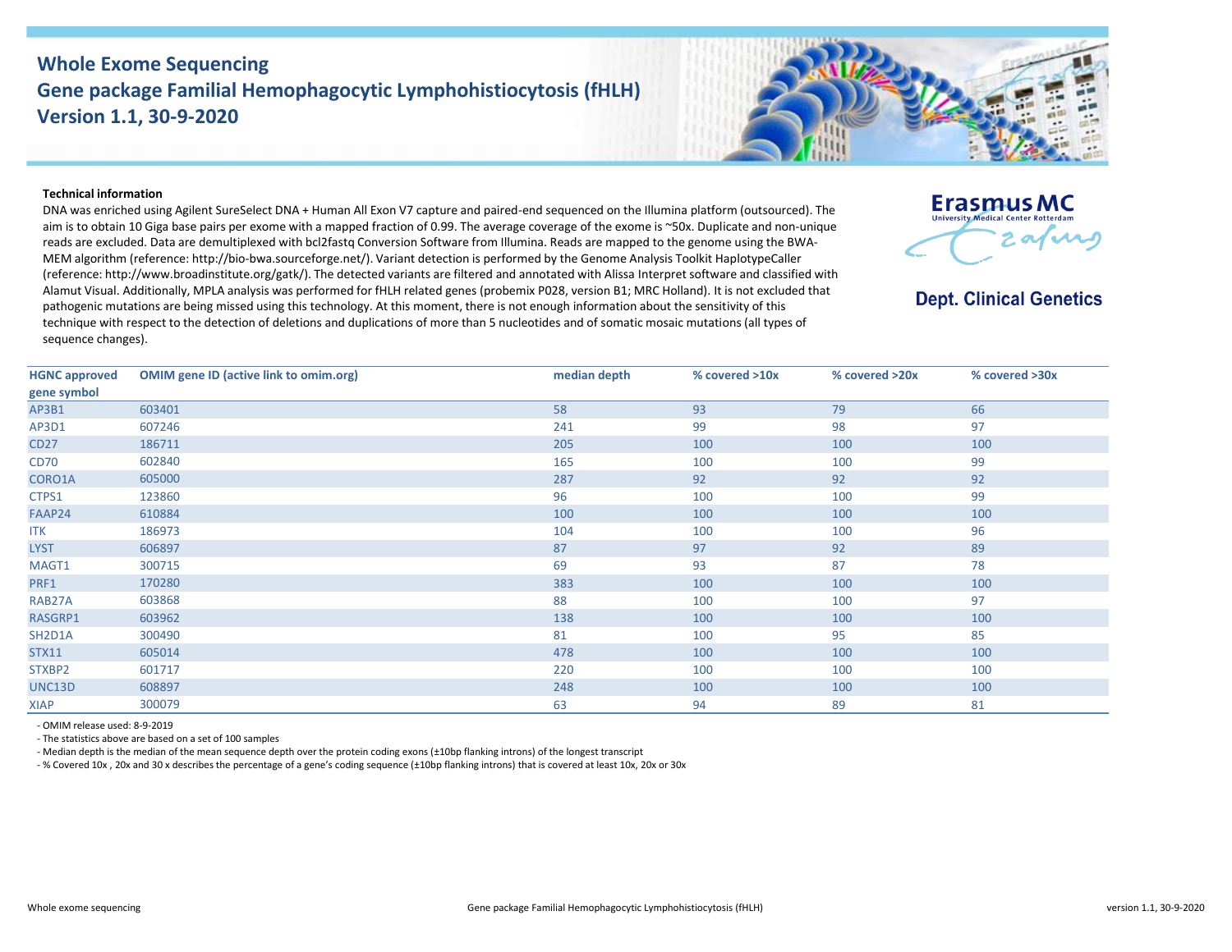# Whole Exome Sequencing
# Gene package Familial Hemophagocytic Lymphohistiocytosis (fHLH)
# Version 1.1, 30-9-2020

Erasmus MC
University Medical Center Rotterdam

**Dept. Clinical Genetics**

**Technical information**

DNA was enriched using Agilent SureSelect DNA + Human All Exon V7 capture and paired-end sequenced on the Illumina platform (outsourced). The aim is to obtain 10 Giga base pairs per exome with a mapped fraction of 0.99. The average coverage of the exome is ~50x. Duplicate and non-unique reads are excluded. Data are demultiplexed with bcl2fastq Conversion Software from Illumina. Reads are mapped to the genome using the BWA-MEM algorithm (reference: http://bio-bwa.sourceforge.net/). Variant detection is performed by the Genome Analysis Toolkit HaplotypeCaller (reference: http://www.broadinstitute.org/gatk/). The detected variants are filtered and annotated with Alissa Interpret software and classified with Alamut Visual. Additionally, MPLA analysis was performed for fHLH related genes (probemix P028, version B1; MRC Holland). It is not excluded that pathogenic mutations are being missed using this technology. At this moment, there is not enough information about the sensitivity of this technique with respect to the detection of deletions and duplications of more than 5 nucleotides and of somatic mosaic mutations (all types of sequence changes).

| HGNC approved gene symbol | OMIM gene ID (active link to omim.org) | median depth | % covered >10x | % covered >20x | % covered >30x |
|---|---|---|---|---|---|
| AP3B1 | 603401 | 58 | 93 | 79 | 66 |
| AP3D1 | 607246 | 241 | 99 | 98 | 97 |
| CD27 | 186711 | 205 | 100 | 100 | 100 |
| CD70 | 602840 | 165 | 100 | 100 | 99 |
| CORO1A | 605000 | 287 | 92 | 92 | 92 |
| CTPS1 | 123860 | 96 | 100 | 100 | 99 |
| FAAP24 | 610884 | 100 | 100 | 100 | 100 |
| ITK | 186973 | 104 | 100 | 100 | 96 |
| LYST | 606897 | 87 | 97 | 92 | 89 |
| MAGT1 | 300715 | 69 | 93 | 87 | 78 |
| PRF1 | 170280 | 383 | 100 | 100 | 100 |
| RAB27A | 603868 | 88 | 100 | 100 | 97 |
| RASGRP1 | 603962 | 138 | 100 | 100 | 100 |
| SH2D1A | 300490 | 81 | 100 | 95 | 85 |
| STX11 | 605014 | 478 | 100 | 100 | 100 |
| STXBP2 | 601717 | 220 | 100 | 100 | 100 |
| UNC13D | 608897 | 248 | 100 | 100 | 100 |
| XIAP | 300079 | 63 | 94 | 89 | 81 |

- OMIM release used: 8-9-2019
- The statistics above are based on a set of 100 samples
- Median depth is the median of the mean sequence depth over the protein coding exons (±10bp flanking introns) of the longest transcript
- % Covered 10x , 20x and 30 x describes the percentage of a gene's coding sequence (±10bp flanking introns) that is covered at least 10x, 20x or 30x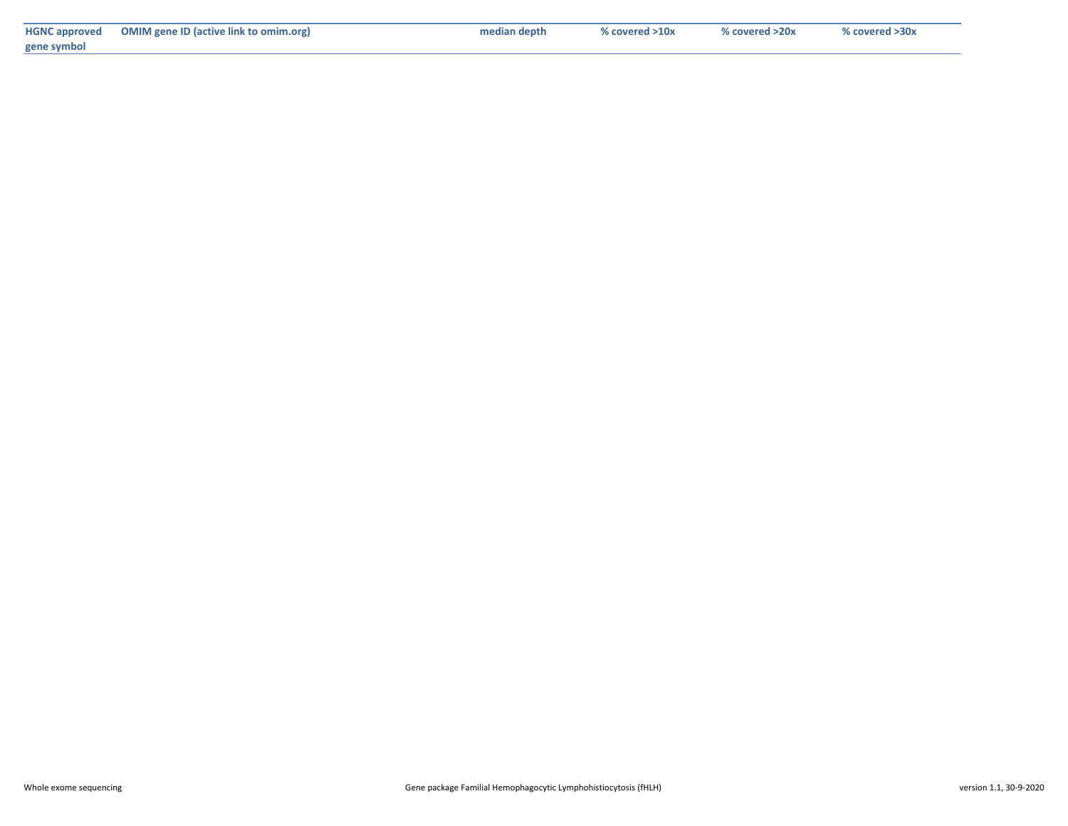| HGNC approved gene symbol | OMIM gene ID (active link to omim.org) | median depth | % covered >10x | % covered >20x | % covered >30x |
|---|---|---|---|---|---|